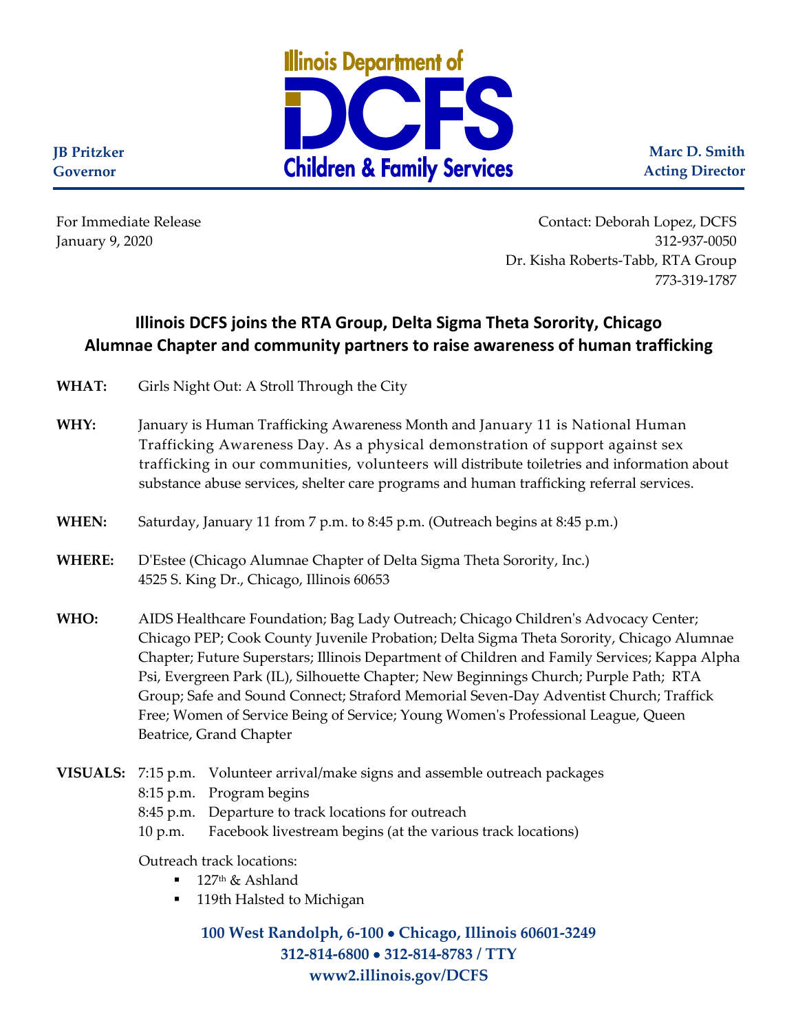Illinois Department of

DCFS

Children & Family Services

**JB Pritzker**
**Governor**

**Marc D. Smith**
**Acting Director**

For Immediate Release
January 9, 2020

Contact: Deborah Lopez, DCFS
312-937-0050
Dr. Kisha Roberts-Tabb, RTA Group
773-319-1787

## Illinois DCFS joins the RTA Group, Delta Sigma Theta Sorority, Chicago Alumnae Chapter and community partners to raise awareness of human trafficking

**WHAT:** Girls Night Out: A Stroll Through the City

**WHY:** January is Human Trafficking Awareness Month and January 11 is National Human Trafficking Awareness Day. As a physical demonstration of support against sex trafficking in our communities, volunteers will distribute toiletries and information about substance abuse services, shelter care programs and human trafficking referral services.

**WHEN:** Saturday, January 11 from 7 p.m. to 8:45 p.m. (Outreach begins at 8:45 p.m.)

**WHERE:** D'Estee (Chicago Alumnae Chapter of Delta Sigma Theta Sorority, Inc.)
4525 S. King Dr., Chicago, Illinois 60653

**WHO:** AIDS Healthcare Foundation; Bag Lady Outreach; Chicago Children's Advocacy Center; Chicago PEP; Cook County Juvenile Probation; Delta Sigma Theta Sorority, Chicago Alumnae Chapter; Future Superstars; Illinois Department of Children and Family Services; Kappa Alpha Psi, Evergreen Park (IL), Silhouette Chapter; New Beginnings Church; Purple Path; RTA Group; Safe and Sound Connect; Straford Memorial Seven-Day Adventist Church; Traffick Free; Women of Service Being of Service; Young Women's Professional League, Queen Beatrice, Grand Chapter

**VISUALS:**
- 7:15 p.m. Volunteer arrival/make signs and assemble outreach packages
- 8:15 p.m. Program begins
- 8:45 p.m. Departure to track locations for outreach
- 10 p.m. Facebook livestream begins (at the various track locations)

Outreach track locations:

- 127th & Ashland
- 119th Halsted to Michigan

**100 West Randolph, 6-100 • Chicago, Illinois 60601-3249**
**312-814-6800 • 312-814-8783 / TTY**
**www2.illinois.gov/DCFS**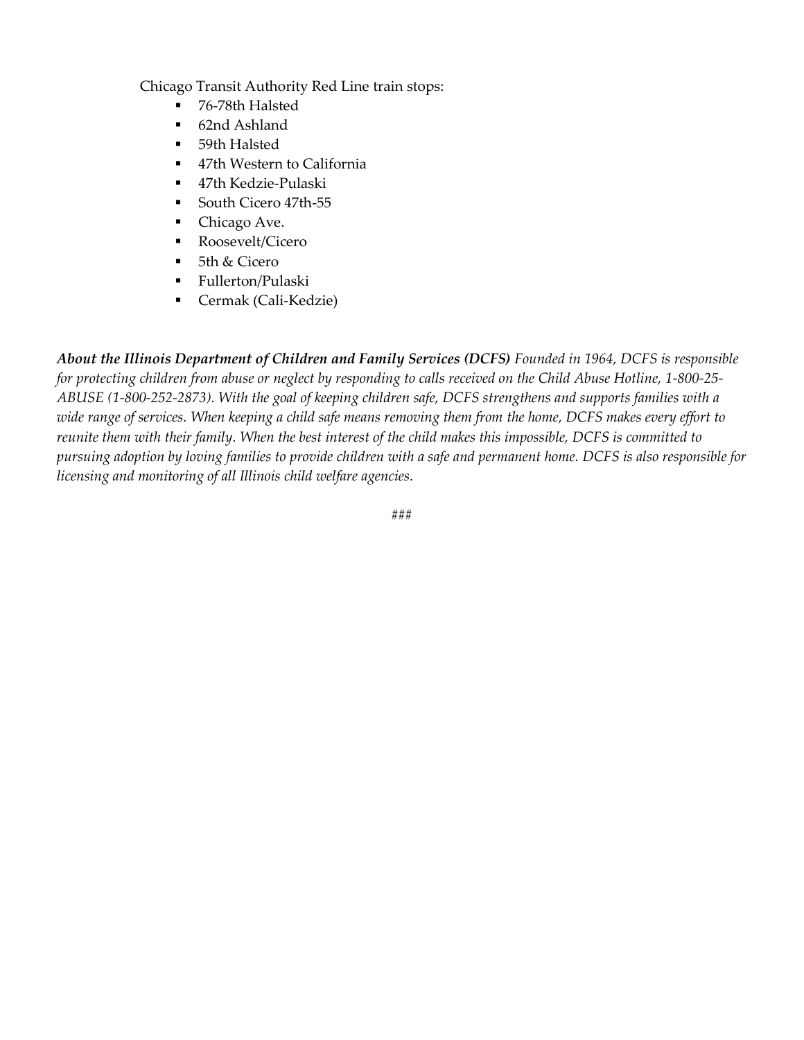Chicago Transit Authority Red Line train stops:

- 76-78th Halsted
- 62nd Ashland
- 59th Halsted
- 47th Western to California
- 47th Kedzie-Pulaski
- South Cicero 47th-55
- Chicago Ave.
- Roosevelt/Cicero
- 5th & Cicero
- Fullerton/Pulaski
- Cermak (Cali-Kedzie)

***About the Illinois Department of Children and Family Services (DCFS)*** *Founded in 1964, DCFS is responsible for protecting children from abuse or neglect by responding to calls received on the Child Abuse Hotline, 1-800-25-ABUSE (1-800-252-2873). With the goal of keeping children safe, DCFS strengthens and supports families with a wide range of services. When keeping a child safe means removing them from the home, DCFS makes every effort to reunite them with their family. When the best interest of the child makes this impossible, DCFS is committed to pursuing adoption by loving families to provide children with a safe and permanent home. DCFS is also responsible for licensing and monitoring of all Illinois child welfare agencies.*

###